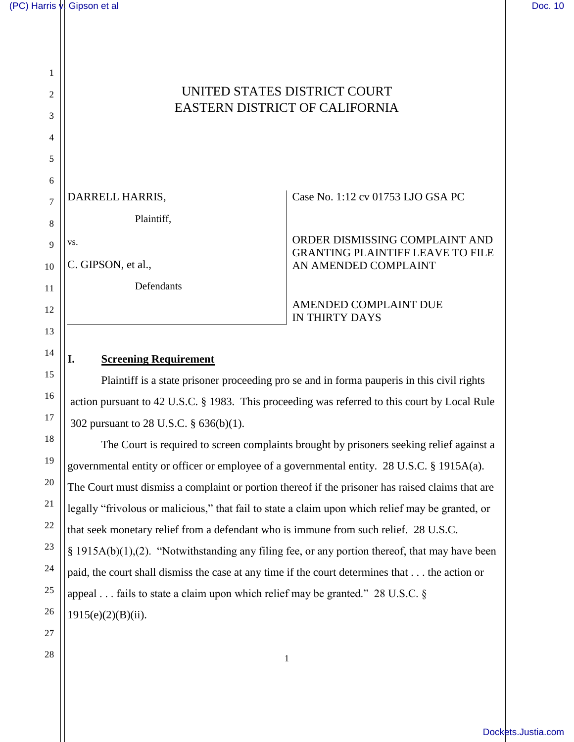# UNITED STATES DISTRICT COURT
# EASTERN DISTRICT OF CALIFORNIA

| | |
|---|---|
| DARRELL HARRIS,<br>Plaintiff,<br>vs.<br>C. GIPSON, et al.,<br>Defendants | Case No. 1:12 cv 01753 LJO GSA PC<br><br>ORDER DISMISSING COMPLAINT AND GRANTING PLAINTIFF LEAVE TO FILE AN AMENDED COMPLAINT<br><br>AMENDED COMPLAINT DUE IN THIRTY DAYS |

## I. Screening Requirement

Plaintiff is a state prisoner proceeding pro se and in forma pauperis in this civil rights action pursuant to 42 U.S.C. § 1983. This proceeding was referred to this court by Local Rule 302 pursuant to 28 U.S.C. § 636(b)(1).

The Court is required to screen complaints brought by prisoners seeking relief against a governmental entity or officer or employee of a governmental entity. 28 U.S.C. § 1915A(a). The Court must dismiss a complaint or portion thereof if the prisoner has raised claims that are legally "frivolous or malicious," that fail to state a claim upon which relief may be granted, or that seek monetary relief from a defendant who is immune from such relief. 28 U.S.C. § 1915A(b)(1),(2). "Notwithstanding any filing fee, or any portion thereof, that may have been paid, the court shall dismiss the case at any time if the court determines that . . . the action or appeal . . . fails to state a claim upon which relief may be granted." 28 U.S.C. § 1915(e)(2)(B)(ii).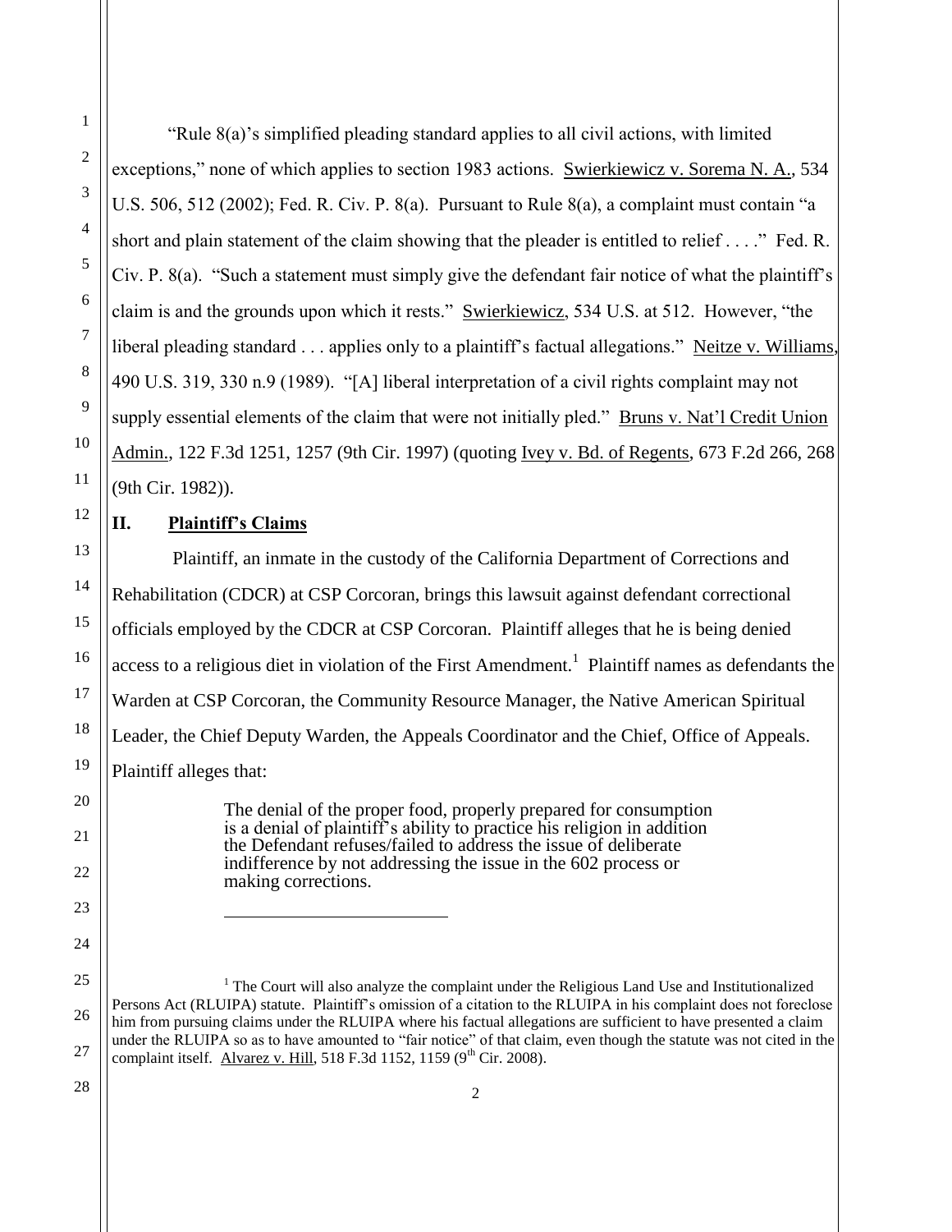"Rule 8(a)'s simplified pleading standard applies to all civil actions, with limited exceptions," none of which applies to section 1983 actions. Swierkiewicz v. Sorema N. A., 534 U.S. 506, 512 (2002); Fed. R. Civ. P. 8(a). Pursuant to Rule 8(a), a complaint must contain "a short and plain statement of the claim showing that the pleader is entitled to relief . . . ." Fed. R. Civ. P. 8(a). "Such a statement must simply give the defendant fair notice of what the plaintiff's claim is and the grounds upon which it rests." Swierkiewicz, 534 U.S. at 512. However, "the liberal pleading standard . . . applies only to a plaintiff's factual allegations." Neitze v. Williams, 490 U.S. 319, 330 n.9 (1989). "[A] liberal interpretation of a civil rights complaint may not supply essential elements of the claim that were not initially pled." Bruns v. Nat'l Credit Union Admin., 122 F.3d 1251, 1257 (9th Cir. 1997) (quoting Ivey v. Bd. of Regents, 673 F.2d 266, 268 (9th Cir. 1982)).

## II. Plaintiff's Claims

Plaintiff, an inmate in the custody of the California Department of Corrections and Rehabilitation (CDCR) at CSP Corcoran, brings this lawsuit against defendant correctional officials employed by the CDCR at CSP Corcoran. Plaintiff alleges that he is being denied access to a religious diet in violation of the First Amendment.[1] Plaintiff names as defendants the Warden at CSP Corcoran, the Community Resource Manager, the Native American Spiritual Leader, the Chief Deputy Warden, the Appeals Coordinator and the Chief, Office of Appeals. Plaintiff alleges that:

> The denial of the proper food, properly prepared for consumption is a denial of plaintiff's ability to practice his religion in addition the Defendant refuses/failed to address the issue of deliberate indifference by not addressing the issue in the 602 process or making corrections.

---

[1] The Court will also analyze the complaint under the Religious Land Use and Institutionalized Persons Act (RLUIPA) statute. Plaintiff's omission of a citation to the RLUIPA in his complaint does not foreclose him from pursuing claims under the RLUIPA where his factual allegations are sufficient to have presented a claim under the RLUIPA so as to have amounted to "fair notice" of that claim, even though the statute was not cited in the complaint itself. Alvarez v. Hill, 518 F.3d 1152, 1159 (9th Cir. 2008).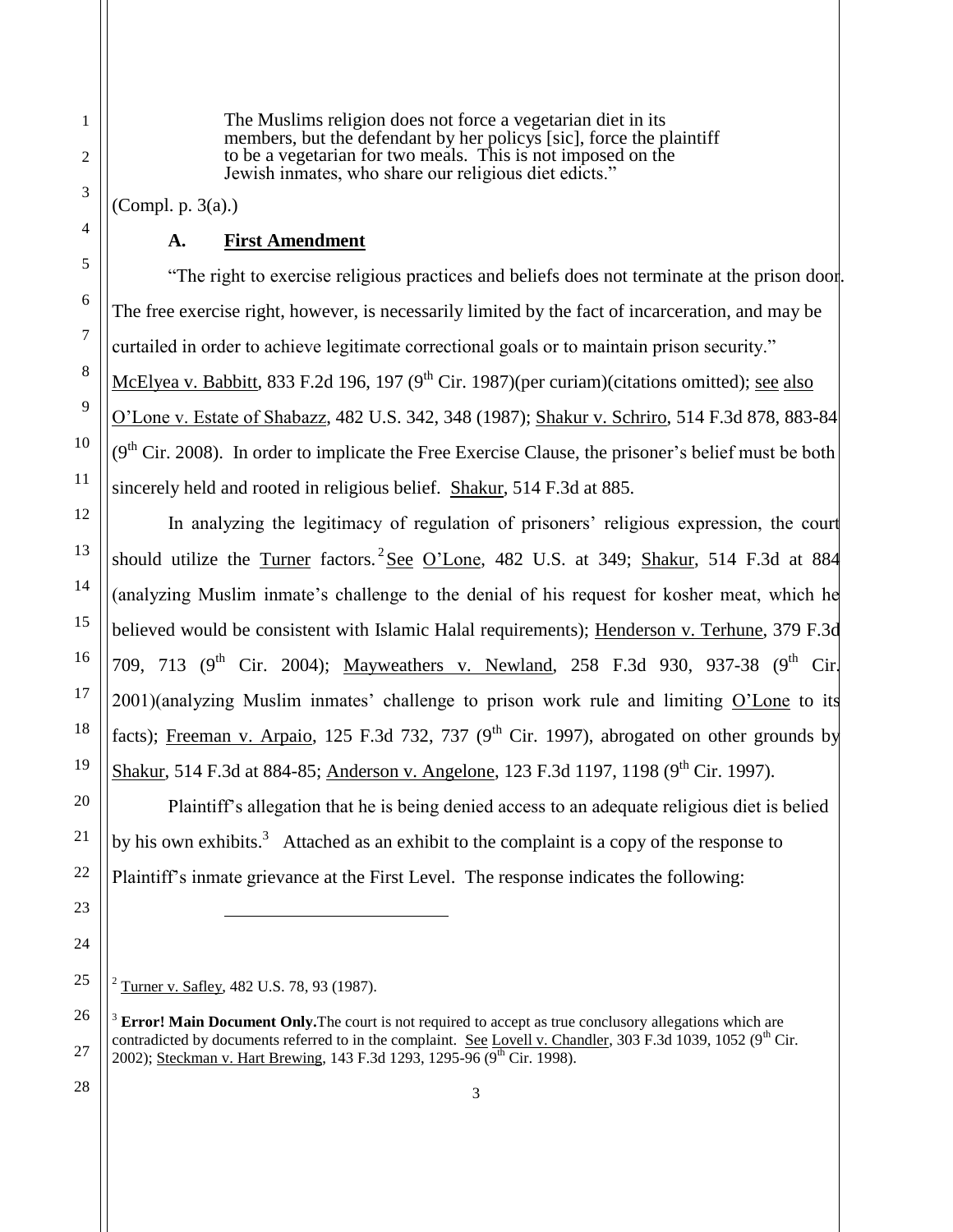The Muslims religion does not force a vegetarian diet in its members, but the defendant by her policys [sic], force the plaintiff to be a vegetarian for two meals. This is not imposed on the Jewish inmates, who share our religious diet edicts."

(Compl. p. 3(a).)

## A. First Amendment

"The right to exercise religious practices and beliefs does not terminate at the prison door. The free exercise right, however, is necessarily limited by the fact of incarceration, and may be curtailed in order to achieve legitimate correctional goals or to maintain prison security." McElyea v. Babbitt, 833 F.2d 196, 197 (9th Cir. 1987)(per curiam)(citations omitted); see also O'Lone v. Estate of Shabazz, 482 U.S. 342, 348 (1987); Shakur v. Schriro, 514 F.3d 878, 883-84 (9th Cir. 2008). In order to implicate the Free Exercise Clause, the prisoner's belief must be both sincerely held and rooted in religious belief. Shakur, 514 F.3d at 885.

In analyzing the legitimacy of regulation of prisoners' religious expression, the court should utilize the Turner factors.[2] See O'Lone, 482 U.S. at 349; Shakur, 514 F.3d at 884 (analyzing Muslim inmate's challenge to the denial of his request for kosher meat, which he believed would be consistent with Islamic Halal requirements); Henderson v. Terhune, 379 F.3d 709, 713 (9th Cir. 2004); Mayweathers v. Newland, 258 F.3d 930, 937-38 (9th Cir. 2001)(analyzing Muslim inmates' challenge to prison work rule and limiting O'Lone to its facts); Freeman v. Arpaio, 125 F.3d 732, 737 (9th Cir. 1997), abrogated on other grounds by Shakur, 514 F.3d at 884-85; Anderson v. Angelone, 123 F.3d 1197, 1198 (9th Cir. 1997).

Plaintiff's allegation that he is being denied access to an adequate religious diet is belied by his own exhibits.[3] Attached as an exhibit to the complaint is a copy of the response to Plaintiff's inmate grievance at the First Level. The response indicates the following:

---

[2] Turner v. Safley, 482 U.S. 78, 93 (1987).

[3] **Error! Main Document Only.**The court is not required to accept as true conclusory allegations which are contradicted by documents referred to in the complaint. See Lovell v. Chandler, 303 F.3d 1039, 1052 (9th Cir. 2002); Steckman v. Hart Brewing, 143 F.3d 1293, 1295-96 (9th Cir. 1998).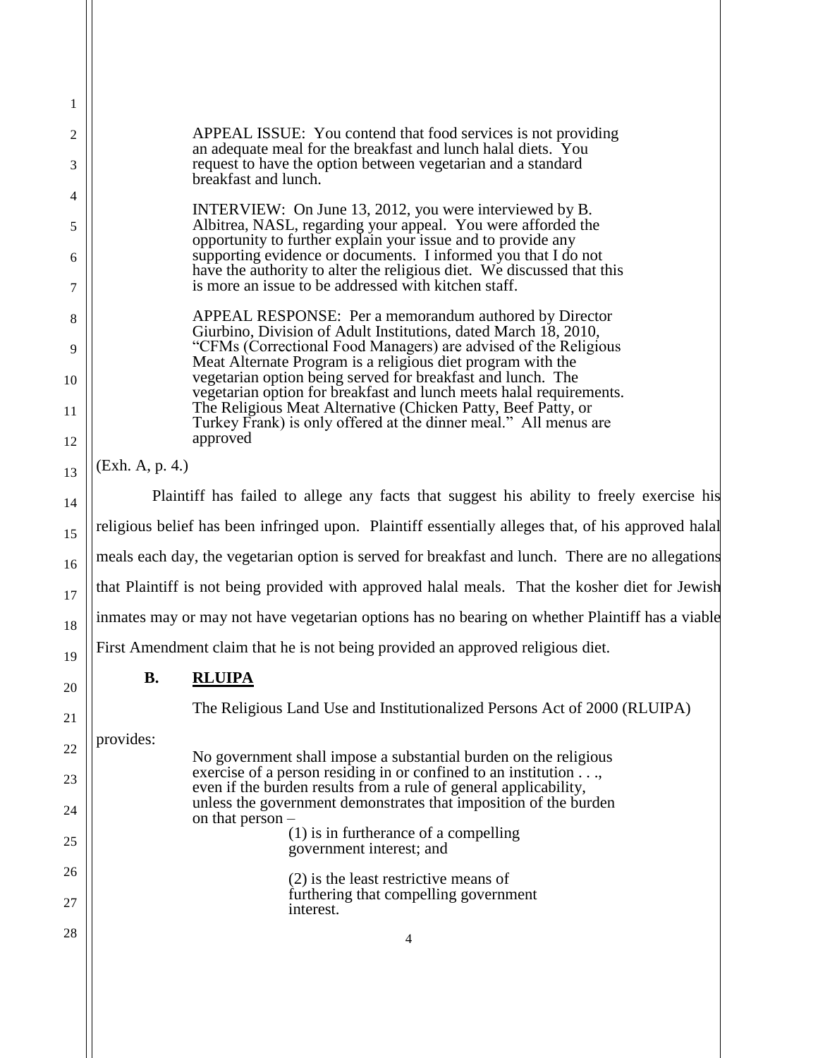> APPEAL ISSUE: You contend that food services is not providing an adequate meal for the breakfast and lunch halal diets. You request to have the option between vegetarian and a standard breakfast and lunch.
>
> INTERVIEW: On June 13, 2012, you were interviewed by B. Albitrea, NASL, regarding your appeal. You were afforded the opportunity to further explain your issue and to provide any supporting evidence or documents. I informed you that I do not have the authority to alter the religious diet. We discussed that this is more an issue to be addressed with kitchen staff.
>
> APPEAL RESPONSE: Per a memorandum authored by Director Giurbino, Division of Adult Institutions, dated March 18, 2010, "CFMs (Correctional Food Managers) are advised of the Religious Meat Alternate Program is a religious diet program with the vegetarian option being served for breakfast and lunch. The vegetarian option for breakfast and lunch meets halal requirements. The Religious Meat Alternative (Chicken Patty, Beef Patty, or Turkey Frank) is only offered at the dinner meal." All menus are approved

(Exh. A, p. 4.)

Plaintiff has failed to allege any facts that suggest his ability to freely exercise his religious belief has been infringed upon. Plaintiff essentially alleges that, of his approved halal meals each day, the vegetarian option is served for breakfast and lunch. There are no allegations that Plaintiff is not being provided with approved halal meals. That the kosher diet for Jewish inmates may or may not have vegetarian options has no bearing on whether Plaintiff has a viable First Amendment claim that he is not being provided an approved religious diet.

### B. RLUIPA

The Religious Land Use and Institutionalized Persons Act of 2000 (RLUIPA) provides:

> No government shall impose a substantial burden on the religious exercise of a person residing in or confined to an institution . . ., even if the burden results from a rule of general applicability, unless the government demonstrates that imposition of the burden on that person –
>
> (1) is in furtherance of a compelling government interest; and
>
> (2) is the least restrictive means of furthering that compelling government interest.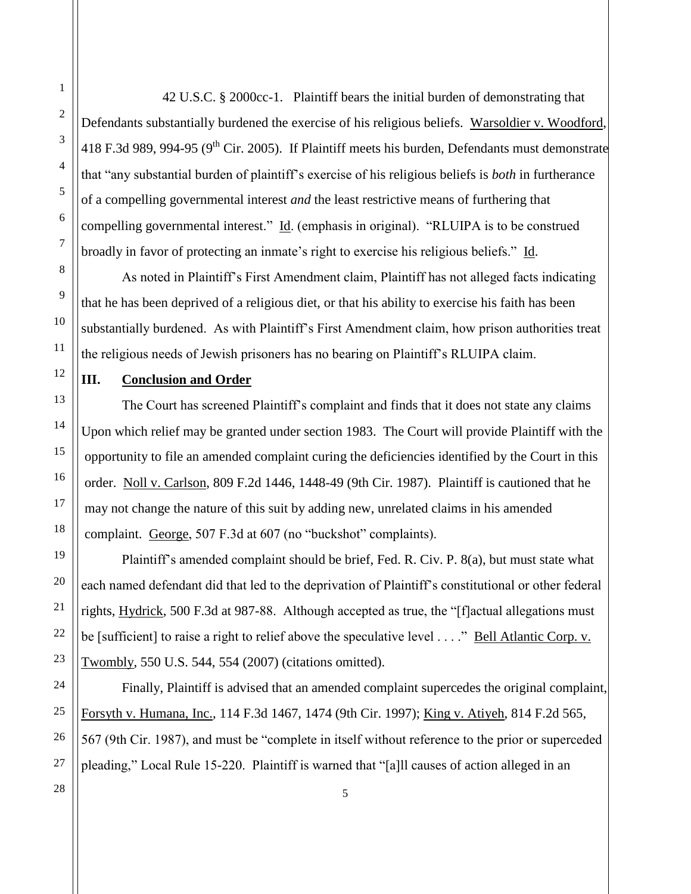42 U.S.C. § 2000cc-1. Plaintiff bears the initial burden of demonstrating that Defendants substantially burdened the exercise of his religious beliefs. Warsoldier v. Woodford, 418 F.3d 989, 994-95 (9th Cir. 2005). If Plaintiff meets his burden, Defendants must demonstrate that "any substantial burden of plaintiff's exercise of his religious beliefs is *both* in furtherance of a compelling governmental interest *and* the least restrictive means of furthering that compelling governmental interest." Id. (emphasis in original). "RLUIPA is to be construed broadly in favor of protecting an inmate's right to exercise his religious beliefs." Id.

As noted in Plaintiff's First Amendment claim, Plaintiff has not alleged facts indicating that he has been deprived of a religious diet, or that his ability to exercise his faith has been substantially burdened. As with Plaintiff's First Amendment claim, how prison authorities treat the religious needs of Jewish prisoners has no bearing on Plaintiff's RLUIPA claim.

## III. Conclusion and Order

The Court has screened Plaintiff's complaint and finds that it does not state any claims Upon which relief may be granted under section 1983. The Court will provide Plaintiff with the opportunity to file an amended complaint curing the deficiencies identified by the Court in this order. Noll v. Carlson, 809 F.2d 1446, 1448-49 (9th Cir. 1987). Plaintiff is cautioned that he may not change the nature of this suit by adding new, unrelated claims in his amended complaint. George, 507 F.3d at 607 (no "buckshot" complaints).

Plaintiff's amended complaint should be brief, Fed. R. Civ. P. 8(a), but must state what each named defendant did that led to the deprivation of Plaintiff's constitutional or other federal rights, Hydrick, 500 F.3d at 987-88. Although accepted as true, the "[f]actual allegations must be [sufficient] to raise a right to relief above the speculative level . . . ." Bell Atlantic Corp. v. Twombly, 550 U.S. 544, 554 (2007) (citations omitted).

Finally, Plaintiff is advised that an amended complaint supercedes the original complaint, Forsyth v. Humana, Inc., 114 F.3d 1467, 1474 (9th Cir. 1997); King v. Atiyeh, 814 F.2d 565, 567 (9th Cir. 1987), and must be "complete in itself without reference to the prior or superceded pleading," Local Rule 15-220. Plaintiff is warned that "[a]ll causes of action alleged in an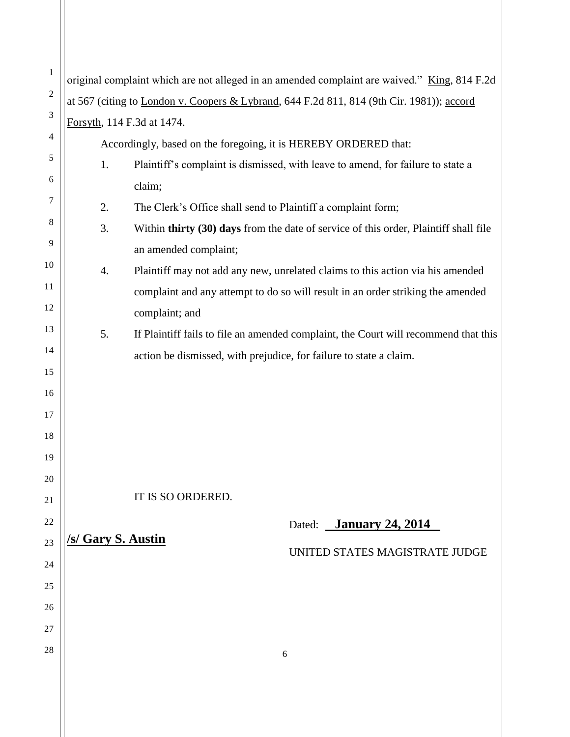original complaint which are not alleged in an amended complaint are waived." King, 814 F.2d at 567 (citing to London v. Coopers & Lybrand, 644 F.2d 811, 814 (9th Cir. 1981)); accord Forsyth, 114 F.3d at 1474.

Accordingly, based on the foregoing, it is HEREBY ORDERED that:

1. Plaintiff's complaint is dismissed, with leave to amend, for failure to state a claim;
2. The Clerk's Office shall send to Plaintiff a complaint form;
3. Within **thirty (30) days** from the date of service of this order, Plaintiff shall file an amended complaint;
4. Plaintiff may not add any new, unrelated claims to this action via his amended complaint and any attempt to do so will result in an order striking the amended complaint; and
5. If Plaintiff fails to file an amended complaint, the Court will recommend that this action be dismissed, with prejudice, for failure to state a claim.

IT IS SO ORDERED.

Dated: **January 24, 2014**

**/s/ Gary S. Austin**

UNITED STATES MAGISTRATE JUDGE